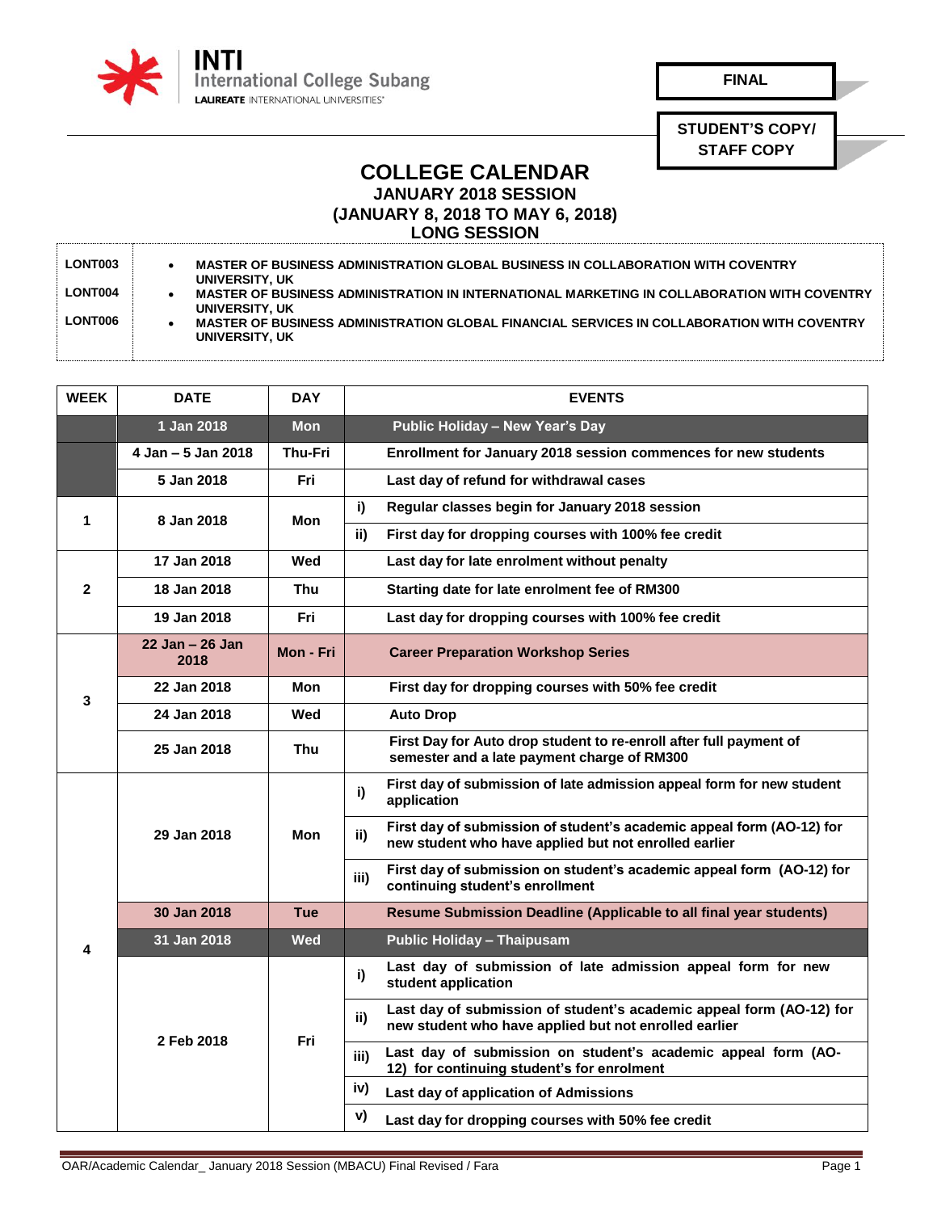**INTI International College Subang**
LAUREATE INTERNATIONAL UNIVERSITIES

**FINAL**

**STUDENT'S COPY/ STAFF COPY**

# COLLEGE CALENDAR

## JANUARY 2018 SESSION
## (JANUARY 8, 2018 TO MAY 6, 2018)
## LONG SESSION

| | |
|---|---|
| LONT003 | • MASTER OF BUSINESS ADMINISTRATION GLOBAL BUSINESS IN COLLABORATION WITH COVENTRY UNIVERSITY, UK |
| LONT004 | • MASTER OF BUSINESS ADMINISTRATION IN INTERNATIONAL MARKETING IN COLLABORATION WITH COVENTRY UNIVERSITY, UK |
| LONT006 | • MASTER OF BUSINESS ADMINISTRATION GLOBAL FINANCIAL SERVICES IN COLLABORATION WITH COVENTRY UNIVERSITY, UK |

| WEEK | DATE | DAY | | EVENTS |
|---|---|---|---|---|
| | 1 Jan 2018 | Mon | | Public Holiday – New Year's Day |
| | 4 Jan – 5 Jan 2018 | Thu-Fri | | Enrollment for January 2018 session commences for new students |
| | 5 Jan 2018 | Fri | | Last day of refund for withdrawal cases |
| 1 | 8 Jan 2018 | Mon | i) | Regular classes begin for January 2018 session |
| | | | ii) | First day for dropping courses with 100% fee credit |
| 2 | 17 Jan 2018 | Wed | | Last day for late enrolment without penalty |
| | 18 Jan 2018 | Thu | | Starting date for late enrolment fee of RM300 |
| | 19 Jan 2018 | Fri | | Last day for dropping courses with 100% fee credit |
| 3 | 22 Jan – 26 Jan 2018 | Mon - Fri | | Career Preparation Workshop Series |
| | 22 Jan 2018 | Mon | | First day for dropping courses with 50% fee credit |
| | 24 Jan 2018 | Wed | | Auto Drop |
| | 25 Jan 2018 | Thu | | First Day for Auto drop student to re-enroll after full payment of semester and a late payment charge of RM300 |
| 4 | 29 Jan 2018 | Mon | i) | First day of submission of late admission appeal form for new student application |
| | | | ii) | First day of submission of student's academic appeal form (AO-12) for new student who have applied but not enrolled earlier |
| | | | iii) | First day of submission on student's academic appeal form (AO-12) for continuing student's enrollment |
| | 30 Jan 2018 | Tue | | Resume Submission Deadline (Applicable to all final year students) |
| | 31 Jan 2018 | Wed | | Public Holiday – Thaipusam |
| | 2 Feb 2018 | Fri | i) | Last day of submission of late admission appeal form for new student application |
| | | | ii) | Last day of submission of student's academic appeal form (AO-12) for new student who have applied but not enrolled earlier |
| | | | iii) | Last day of submission on student's academic appeal form (AO-12) for continuing student's for enrolment |
| | | | iv) | Last day of application of Admissions |
| | | | v) | Last day for dropping courses with 50% fee credit |

OAR/Academic Calendar_ January 2018 Session (MBACU) Final Revised / Fara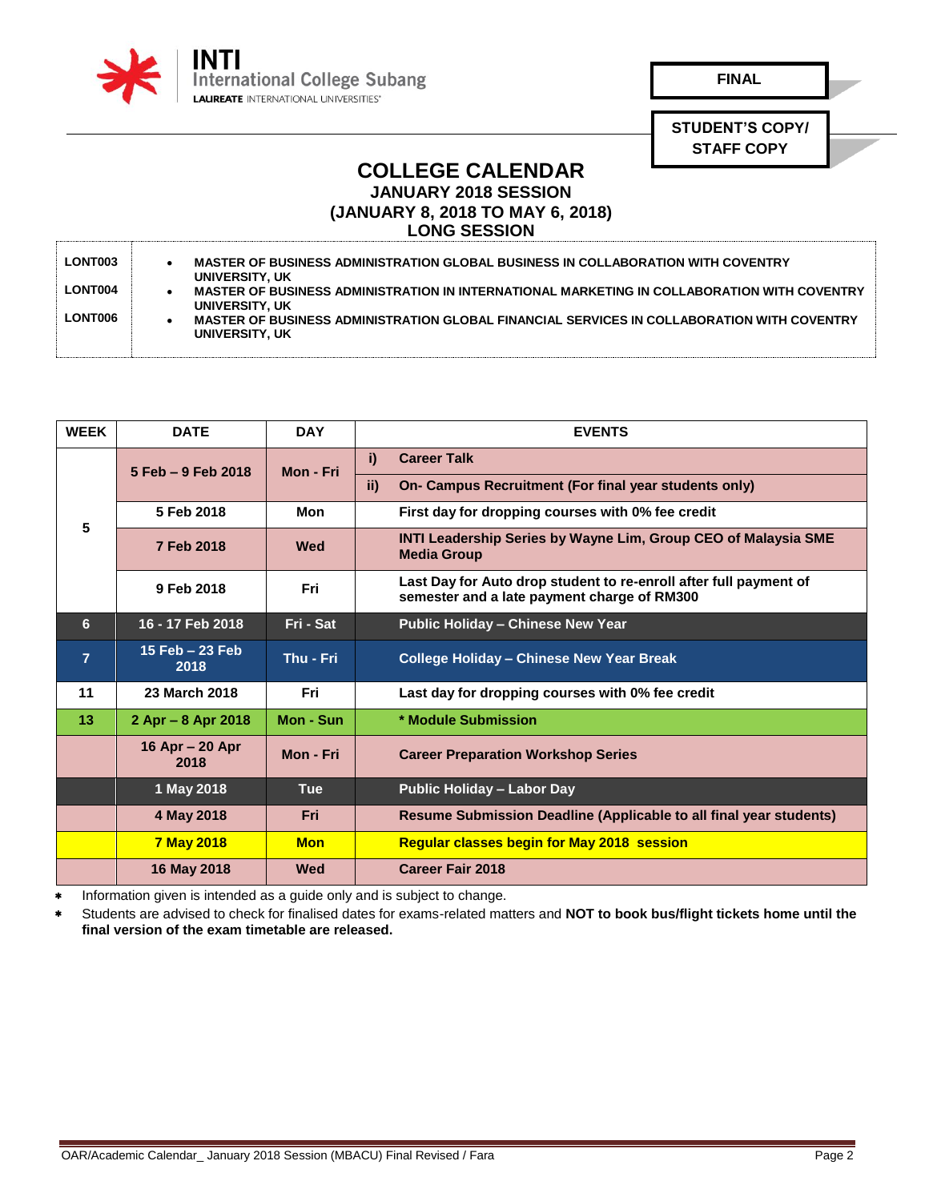INTI International College Subang
LAUREATE INTERNATIONAL UNIVERSITIES

**FINAL**

**STUDENT'S COPY/ STAFF COPY**

# COLLEGE CALENDAR
## JANUARY 2018 SESSION
## (JANUARY 8, 2018 TO MAY 6, 2018)
## LONG SESSION

| | |
|---|---|
| **LONT003** | **MASTER OF BUSINESS ADMINISTRATION GLOBAL BUSINESS IN COLLABORATION WITH COVENTRY UNIVERSITY, UK** |
| **LONT004** | **MASTER OF BUSINESS ADMINISTRATION IN INTERNATIONAL MARKETING IN COLLABORATION WITH COVENTRY UNIVERSITY, UK** |
| **LONT006** | **MASTER OF BUSINESS ADMINISTRATION GLOBAL FINANCIAL SERVICES IN COLLABORATION WITH COVENTRY UNIVERSITY, UK** |

| WEEK | DATE | DAY | EVENTS |
|---|---|---|---|
| 5 | 5 Feb – 9 Feb 2018 | Mon - Fri | i) Career Talk |
| | | | ii) On- Campus Recruitment (For final year students only) |
| | 5 Feb 2018 | Mon | First day for dropping courses with 0% fee credit |
| | 7 Feb 2018 | Wed | INTI Leadership Series by Wayne Lim, Group CEO of Malaysia SME Media Group |
| | 9 Feb 2018 | Fri | Last Day for Auto drop student to re-enroll after full payment of semester and a late payment charge of RM300 |
| 6 | 16 - 17 Feb 2018 | Fri - Sat | Public Holiday – Chinese New Year |
| 7 | 15 Feb – 23 Feb 2018 | Thu - Fri | College Holiday – Chinese New Year Break |
| 11 | 23 March 2018 | Fri | Last day for dropping courses with 0% fee credit |
| 13 | 2 Apr – 8 Apr 2018 | Mon - Sun | * Module Submission |
| | 16 Apr – 20 Apr 2018 | Mon - Fri | Career Preparation Workshop Series |
| | 1 May 2018 | Tue | Public Holiday – Labor Day |
| | 4 May 2018 | Fri | Resume Submission Deadline (Applicable to all final year students) |
| | 7 May 2018 | Mon | Regular classes begin for May 2018 session |
| | 16 May 2018 | Wed | Career Fair 2018 |

- Information given is intended as a guide only and is subject to change.
- Students are advised to check for finalised dates for exams-related matters and **NOT to book bus/flight tickets home until the final version of the exam timetable are released.**

OAR/Academic Calendar_ January 2018 Session (MBACU) Final Revised / Fara